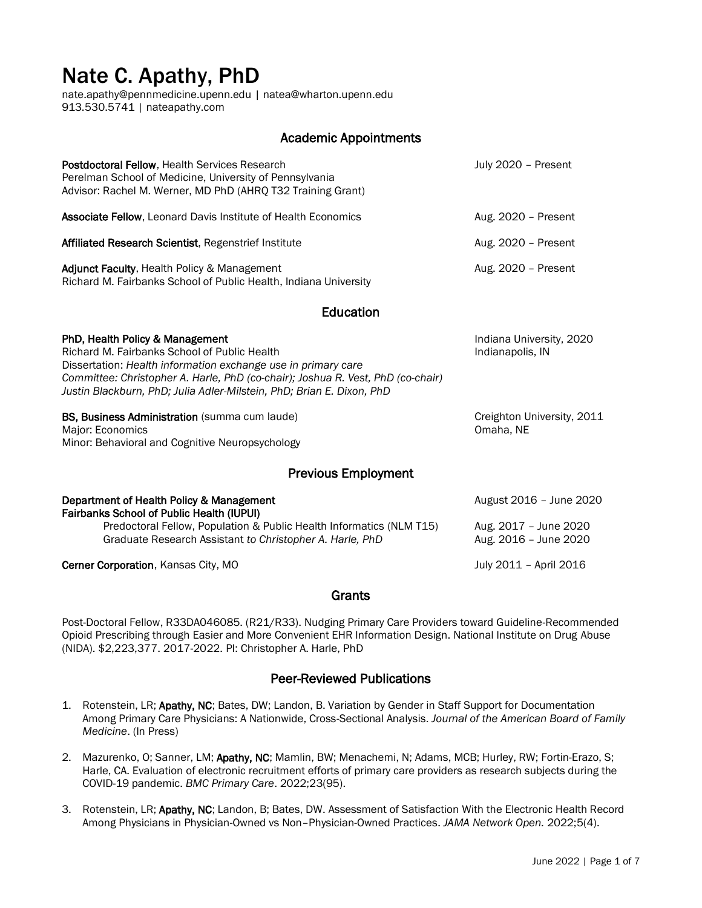# Nate C. Apathy, PhD

nate.apathy@pennmedicine.upenn.edu | natea@wharton.upenn.edu
913.530.5741 | nateapathy.com

## Academic Appointments

**Postdoctoral Fellow**, Health Services Research — July 2020 – Present
Perelman School of Medicine, University of Pennsylvania
Advisor: Rachel M. Werner, MD PhD (AHRQ T32 Training Grant)

**Associate Fellow**, Leonard Davis Institute of Health Economics — Aug. 2020 – Present

**Affiliated Research Scientist**, Regenstrief Institute — Aug. 2020 – Present

**Adjunct Faculty**, Health Policy & Management — Aug. 2020 – Present
Richard M. Fairbanks School of Public Health, Indiana University

## Education

**PhD, Health Policy & Management** — Indiana University, 2020
Richard M. Fairbanks School of Public Health — Indianapolis, IN
Dissertation: *Health information exchange use in primary care*
*Committee: Christopher A. Harle, PhD (co-chair); Joshua R. Vest, PhD (co-chair)*
*Justin Blackburn, PhD; Julia Adler-Milstein, PhD; Brian E. Dixon, PhD*

**BS, Business Administration** (summa cum laude) — Creighton University, 2011
Major: Economics — Omaha, NE
Minor: Behavioral and Cognitive Neuropsychology

## Previous Employment

**Department of Health Policy & Management** — August 2016 – June 2020
**Fairbanks School of Public Health (IUPUI)**
- Predoctoral Fellow, Population & Public Health Informatics (NLM T15) — Aug. 2017 – June 2020
- Graduate Research Assistant *to Christopher A. Harle, PhD* — Aug. 2016 – June 2020

**Cerner Corporation**, Kansas City, MO — July 2011 – April 2016

## Grants

Post-Doctoral Fellow, R33DA046085. (R21/R33). Nudging Primary Care Providers toward Guideline-Recommended Opioid Prescribing through Easier and More Convenient EHR Information Design. National Institute on Drug Abuse (NIDA). $2,223,377. 2017-2022. PI: Christopher A. Harle, PhD

## Peer-Reviewed Publications

1. Rotenstein, LR; **Apathy, NC**; Bates, DW; Landon, B. Variation by Gender in Staff Support for Documentation Among Primary Care Physicians: A Nationwide, Cross-Sectional Analysis. *Journal of the American Board of Family Medicine*. (In Press)

2. Mazurenko, O; Sanner, LM; **Apathy, NC**; Mamlin, BW; Menachemi, N; Adams, MCB; Hurley, RW; Fortin-Erazo, S; Harle, CA. Evaluation of electronic recruitment efforts of primary care providers as research subjects during the COVID-19 pandemic. *BMC Primary Care*. 2022;23(95).

3. Rotenstein, LR; **Apathy, NC**; Landon, B; Bates, DW. Assessment of Satisfaction With the Electronic Health Record Among Physicians in Physician-Owned vs Non–Physician-Owned Practices. *JAMA Network Open.* 2022;5(4).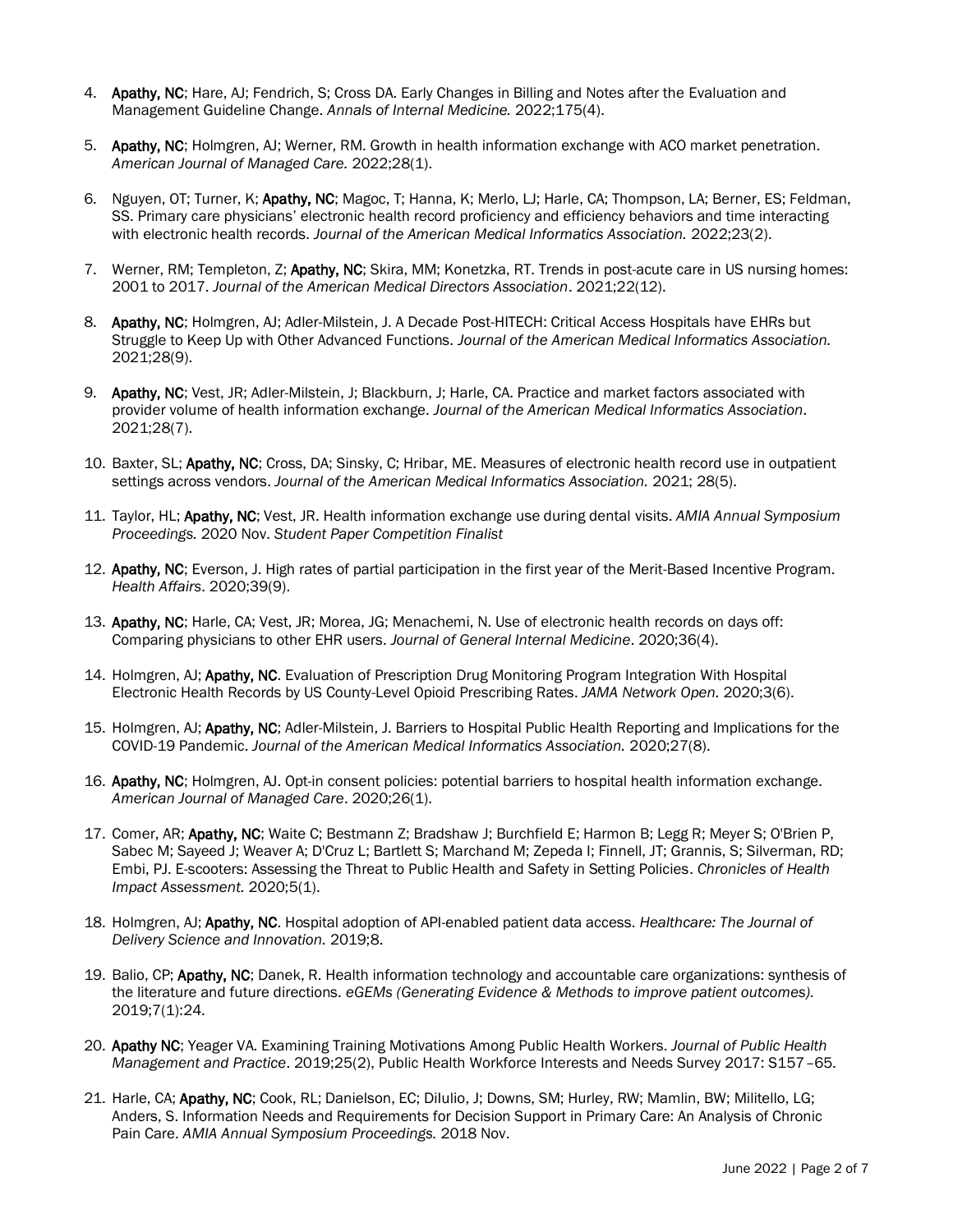4. **Apathy, NC**; Hare, AJ; Fendrich, S; Cross DA. Early Changes in Billing and Notes after the Evaluation and Management Guideline Change. *Annals of Internal Medicine.* 2022;175(4).

5. **Apathy, NC**; Holmgren, AJ; Werner, RM. Growth in health information exchange with ACO market penetration. *American Journal of Managed Care.* 2022;28(1).

6. Nguyen, OT; Turner, K; **Apathy, NC**; Magoc, T; Hanna, K; Merlo, LJ; Harle, CA; Thompson, LA; Berner, ES; Feldman, SS. Primary care physicians' electronic health record proficiency and efficiency behaviors and time interacting with electronic health records. *Journal of the American Medical Informatics Association.* 2022;23(2).

7. Werner, RM; Templeton, Z; **Apathy, NC**; Skira, MM; Konetzka, RT. Trends in post-acute care in US nursing homes: 2001 to 2017. *Journal of the American Medical Directors Association*. 2021;22(12).

8. **Apathy, NC**; Holmgren, AJ; Adler-Milstein, J. A Decade Post-HITECH: Critical Access Hospitals have EHRs but Struggle to Keep Up with Other Advanced Functions. *Journal of the American Medical Informatics Association.* 2021;28(9).

9. **Apathy, NC**; Vest, JR; Adler-Milstein, J; Blackburn, J; Harle, CA. Practice and market factors associated with provider volume of health information exchange. *Journal of the American Medical Informatics Association*. 2021;28(7).

10. Baxter, SL; **Apathy, NC**; Cross, DA; Sinsky, C; Hribar, ME. Measures of electronic health record use in outpatient settings across vendors. *Journal of the American Medical Informatics Association.* 2021; 28(5).

11. Taylor, HL; **Apathy, NC**; Vest, JR. Health information exchange use during dental visits. *AMIA Annual Symposium Proceedings.* 2020 Nov. *Student Paper Competition Finalist*

12. **Apathy, NC**; Everson, J. High rates of partial participation in the first year of the Merit-Based Incentive Program. *Health Affairs*. 2020;39(9).

13. **Apathy, NC**; Harle, CA; Vest, JR; Morea, JG; Menachemi, N. Use of electronic health records on days off: Comparing physicians to other EHR users. *Journal of General Internal Medicine*. 2020;36(4).

14. Holmgren, AJ; **Apathy, NC**. Evaluation of Prescription Drug Monitoring Program Integration With Hospital Electronic Health Records by US County-Level Opioid Prescribing Rates. *JAMA Network Open.* 2020;3(6).

15. Holmgren, AJ; **Apathy, NC**; Adler-Milstein, J. Barriers to Hospital Public Health Reporting and Implications for the COVID-19 Pandemic. *Journal of the American Medical Informatics Association.* 2020;27(8).

16. **Apathy, NC**; Holmgren, AJ. Opt-in consent policies: potential barriers to hospital health information exchange. *American Journal of Managed Care*. 2020;26(1).

17. Comer, AR; **Apathy, NC**; Waite C; Bestmann Z; Bradshaw J; Burchfield E; Harmon B; Legg R; Meyer S; O'Brien P, Sabec M; Sayeed J; Weaver A; D'Cruz L; Bartlett S; Marchand M; Zepeda I; Finnell, JT; Grannis, S; Silverman, RD; Embi, PJ. E-scooters: Assessing the Threat to Public Health and Safety in Setting Policies. *Chronicles of Health Impact Assessment.* 2020;5(1).

18. Holmgren, AJ; **Apathy, NC**. Hospital adoption of API-enabled patient data access. *Healthcare: The Journal of Delivery Science and Innovation.* 2019;8.

19. Balio, CP; **Apathy, NC**; Danek, R. Health information technology and accountable care organizations: synthesis of the literature and future directions. *eGEMs (Generating Evidence & Methods to improve patient outcomes).* 2019;7(1):24.

20. **Apathy NC**; Yeager VA. Examining Training Motivations Among Public Health Workers. *Journal of Public Health Management and Practice*. 2019;25(2), Public Health Workforce Interests and Needs Survey 2017: S157–65.

21. Harle, CA; **Apathy, NC**; Cook, RL; Danielson, EC; DiIulio, J; Downs, SM; Hurley, RW; Mamlin, BW; Militello, LG; Anders, S. Information Needs and Requirements for Decision Support in Primary Care: An Analysis of Chronic Pain Care. *AMIA Annual Symposium Proceedings.* 2018 Nov.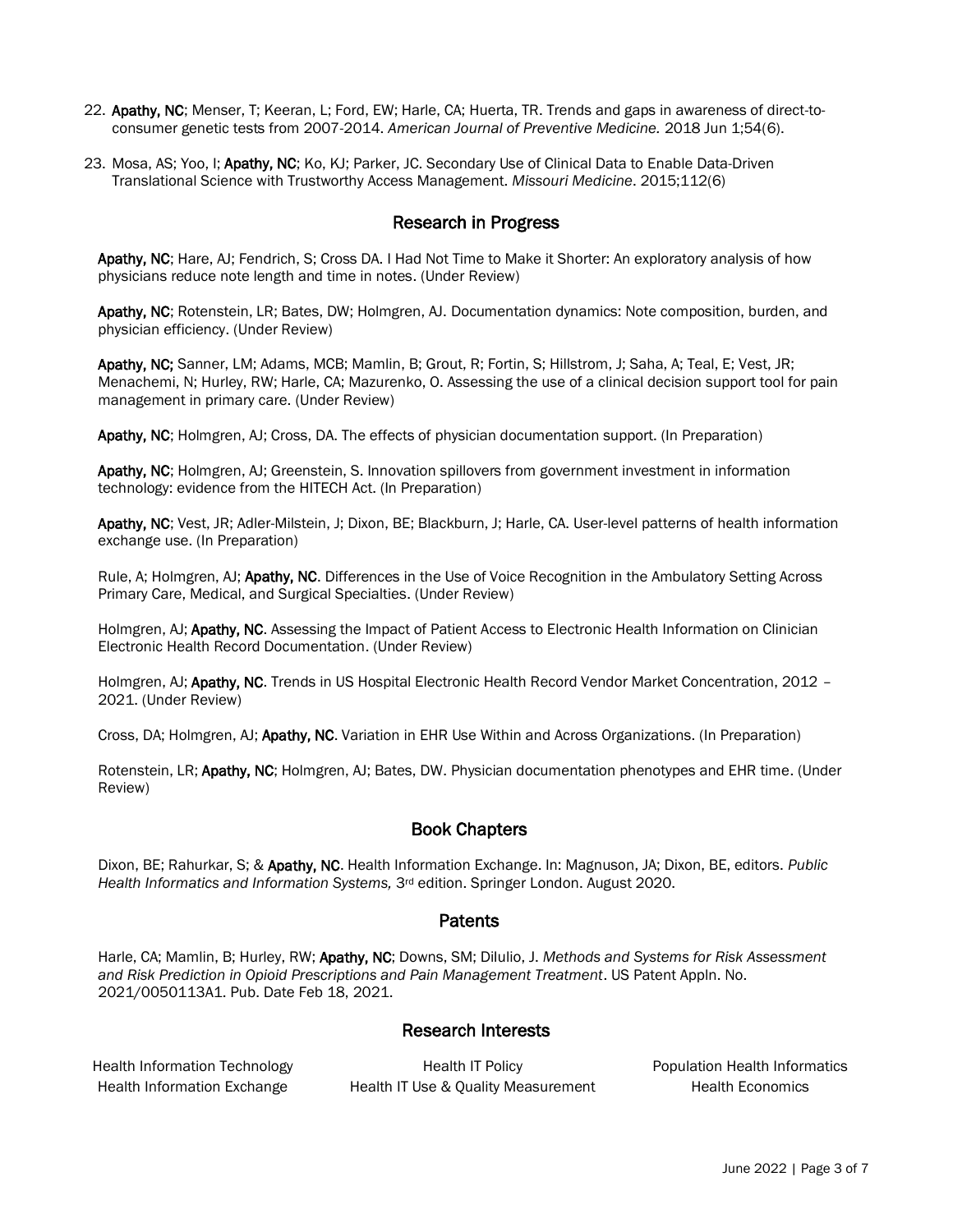22. **Apathy, NC**; Menser, T; Keeran, L; Ford, EW; Harle, CA; Huerta, TR. Trends and gaps in awareness of direct-to-consumer genetic tests from 2007-2014. *American Journal of Preventive Medicine.* 2018 Jun 1;54(6).

23. Mosa, AS; Yoo, I; **Apathy, NC**; Ko, KJ; Parker, JC. Secondary Use of Clinical Data to Enable Data-Driven Translational Science with Trustworthy Access Management. *Missouri Medicine*. 2015;112(6)

## Research in Progress

**Apathy, NC**; Hare, AJ; Fendrich, S; Cross DA. I Had Not Time to Make it Shorter: An exploratory analysis of how physicians reduce note length and time in notes. (Under Review)

**Apathy, NC**; Rotenstein, LR; Bates, DW; Holmgren, AJ. Documentation dynamics: Note composition, burden, and physician efficiency. (Under Review)

**Apathy, NC;** Sanner, LM; Adams, MCB; Mamlin, B; Grout, R; Fortin, S; Hillstrom, J; Saha, A; Teal, E; Vest, JR; Menachemi, N; Hurley, RW; Harle, CA; Mazurenko, O. Assessing the use of a clinical decision support tool for pain management in primary care. (Under Review)

**Apathy, NC**; Holmgren, AJ; Cross, DA. The effects of physician documentation support. (In Preparation)

**Apathy, NC**; Holmgren, AJ; Greenstein, S. Innovation spillovers from government investment in information technology: evidence from the HITECH Act. (In Preparation)

**Apathy, NC**; Vest, JR; Adler-Milstein, J; Dixon, BE; Blackburn, J; Harle, CA. User-level patterns of health information exchange use. (In Preparation)

Rule, A; Holmgren, AJ; **Apathy, NC**. Differences in the Use of Voice Recognition in the Ambulatory Setting Across Primary Care, Medical, and Surgical Specialties. (Under Review)

Holmgren, AJ; **Apathy, NC**. Assessing the Impact of Patient Access to Electronic Health Information on Clinician Electronic Health Record Documentation. (Under Review)

Holmgren, AJ; **Apathy, NC**. Trends in US Hospital Electronic Health Record Vendor Market Concentration, 2012 – 2021. (Under Review)

Cross, DA; Holmgren, AJ; **Apathy, NC**. Variation in EHR Use Within and Across Organizations. (In Preparation)

Rotenstein, LR; **Apathy, NC**; Holmgren, AJ; Bates, DW. Physician documentation phenotypes and EHR time. (Under Review)

## Book Chapters

Dixon, BE; Rahurkar, S; & **Apathy, NC**. Health Information Exchange. In: Magnuson, JA; Dixon, BE, editors. *Public Health Informatics and Information Systems,* 3rd edition. Springer London. August 2020.

## Patents

Harle, CA; Mamlin, B; Hurley, RW; **Apathy, NC**; Downs, SM; DiIulio, J. *Methods and Systems for Risk Assessment and Risk Prediction in Opioid Prescriptions and Pain Management Treatment*. US Patent Appln. No. 2021/0050113A1. Pub. Date Feb 18, 2021.

## Research Interests

| | | |
|---|---|---|
| Health Information Technology | Health IT Policy | Population Health Informatics |
| Health Information Exchange | Health IT Use & Quality Measurement | Health Economics |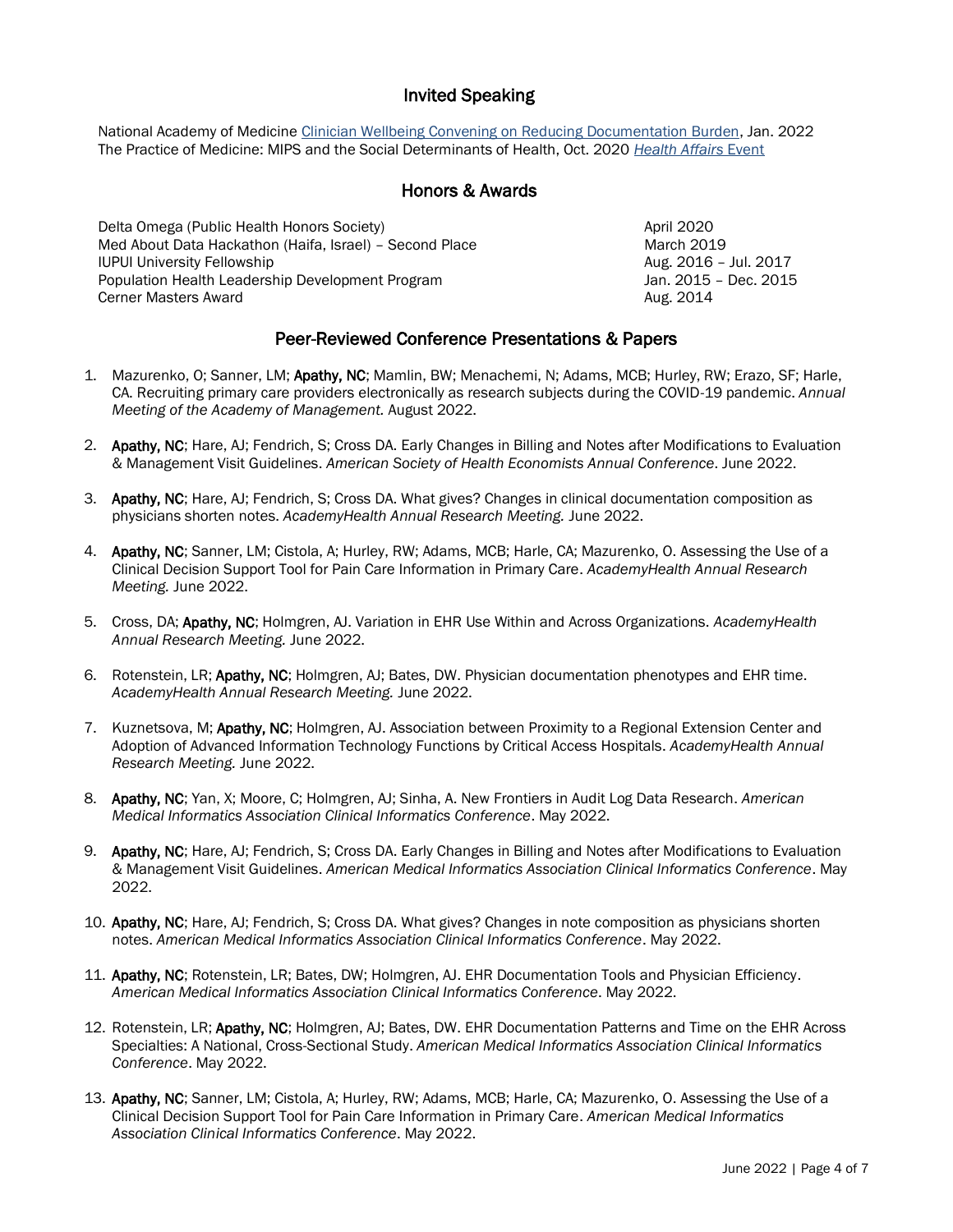## Invited Speaking

National Academy of Medicine [Clinician Wellbeing Convening on Reducing Documentation Burden](), Jan. 2022
The Practice of Medicine: MIPS and the Social Determinants of Health, Oct. 2020 [*Health Affairs* Event]()

## Honors & Awards

| | |
|---|---|
| Delta Omega (Public Health Honors Society) | April 2020 |
| Med About Data Hackathon (Haifa, Israel) – Second Place | March 2019 |
| IUPUI University Fellowship | Aug. 2016 – Jul. 2017 |
| Population Health Leadership Development Program | Jan. 2015 – Dec. 2015 |
| Cerner Masters Award | Aug. 2014 |

## Peer-Reviewed Conference Presentations & Papers

1. Mazurenko, O; Sanner, LM; **Apathy, NC**; Mamlin, BW; Menachemi, N; Adams, MCB; Hurley, RW; Erazo, SF; Harle, CA. Recruiting primary care providers electronically as research subjects during the COVID-19 pandemic. *Annual Meeting of the Academy of Management.* August 2022.

2. **Apathy, NC**; Hare, AJ; Fendrich, S; Cross DA. Early Changes in Billing and Notes after Modifications to Evaluation & Management Visit Guidelines. *American Society of Health Economists Annual Conference*. June 2022.

3. **Apathy, NC**; Hare, AJ; Fendrich, S; Cross DA. What gives? Changes in clinical documentation composition as physicians shorten notes. *AcademyHealth Annual Research Meeting.* June 2022.

4. **Apathy, NC**; Sanner, LM; Cistola, A; Hurley, RW; Adams, MCB; Harle, CA; Mazurenko, O. Assessing the Use of a Clinical Decision Support Tool for Pain Care Information in Primary Care. *AcademyHealth Annual Research Meeting.* June 2022.

5. Cross, DA; **Apathy, NC**; Holmgren, AJ. Variation in EHR Use Within and Across Organizations. *AcademyHealth Annual Research Meeting.* June 2022.

6. Rotenstein, LR; **Apathy, NC**; Holmgren, AJ; Bates, DW. Physician documentation phenotypes and EHR time. *AcademyHealth Annual Research Meeting.* June 2022.

7. Kuznetsova, M; **Apathy, NC**; Holmgren, AJ. Association between Proximity to a Regional Extension Center and Adoption of Advanced Information Technology Functions by Critical Access Hospitals. *AcademyHealth Annual Research Meeting.* June 2022.

8. **Apathy, NC**; Yan, X; Moore, C; Holmgren, AJ; Sinha, A. New Frontiers in Audit Log Data Research. *American Medical Informatics Association Clinical Informatics Conference*. May 2022.

9. **Apathy, NC**; Hare, AJ; Fendrich, S; Cross DA. Early Changes in Billing and Notes after Modifications to Evaluation & Management Visit Guidelines. *American Medical Informatics Association Clinical Informatics Conference*. May 2022.

10. **Apathy, NC**; Hare, AJ; Fendrich, S; Cross DA. What gives? Changes in note composition as physicians shorten notes. *American Medical Informatics Association Clinical Informatics Conference*. May 2022.

11. **Apathy, NC**; Rotenstein, LR; Bates, DW; Holmgren, AJ. EHR Documentation Tools and Physician Efficiency. *American Medical Informatics Association Clinical Informatics Conference*. May 2022.

12. Rotenstein, LR; **Apathy, NC**; Holmgren, AJ; Bates, DW. EHR Documentation Patterns and Time on the EHR Across Specialties: A National, Cross-Sectional Study. *American Medical Informatics Association Clinical Informatics Conference*. May 2022.

13. **Apathy, NC**; Sanner, LM; Cistola, A; Hurley, RW; Adams, MCB; Harle, CA; Mazurenko, O. Assessing the Use of a Clinical Decision Support Tool for Pain Care Information in Primary Care. *American Medical Informatics Association Clinical Informatics Conference*. May 2022.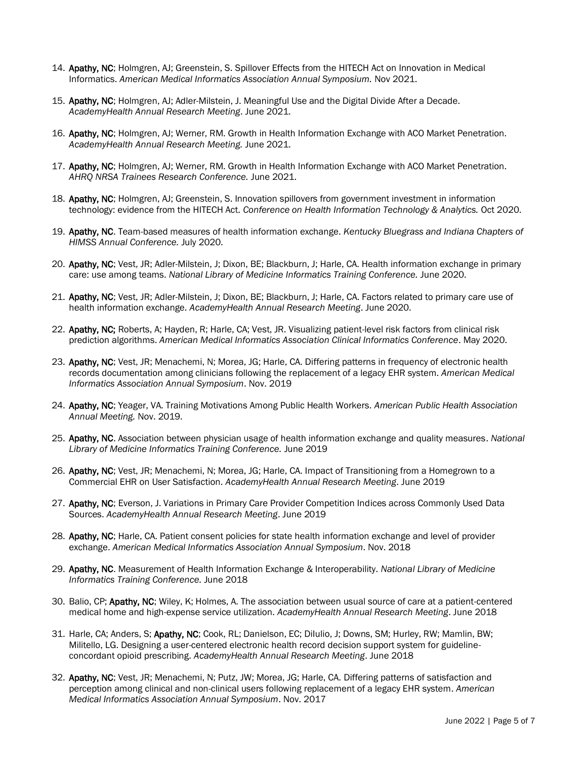14. **Apathy, NC**; Holmgren, AJ; Greenstein, S. Spillover Effects from the HITECH Act on Innovation in Medical Informatics. *American Medical Informatics Association Annual Symposium.* Nov 2021.

15. **Apathy, NC**; Holmgren, AJ; Adler-Milstein, J. Meaningful Use and the Digital Divide After a Decade. *AcademyHealth Annual Research Meeting*. June 2021.

16. **Apathy, NC**; Holmgren, AJ; Werner, RM. Growth in Health Information Exchange with ACO Market Penetration. *AcademyHealth Annual Research Meeting.* June 2021.

17. **Apathy, NC**; Holmgren, AJ; Werner, RM. Growth in Health Information Exchange with ACO Market Penetration. *AHRQ NRSA Trainees Research Conference.* June 2021.

18. **Apathy, NC**; Holmgren, AJ; Greenstein, S. Innovation spillovers from government investment in information technology: evidence from the HITECH Act. *Conference on Health Information Technology & Analytics.* Oct 2020.

19. **Apathy, NC**. Team-based measures of health information exchange. *Kentucky Bluegrass and Indiana Chapters of HIMSS Annual Conference.* July 2020.

20. **Apathy, NC**; Vest, JR; Adler-Milstein, J; Dixon, BE; Blackburn, J; Harle, CA. Health information exchange in primary care: use among teams. *National Library of Medicine Informatics Training Conference.* June 2020.

21. **Apathy, NC**; Vest, JR; Adler-Milstein, J; Dixon, BE; Blackburn, J; Harle, CA. Factors related to primary care use of health information exchange. *AcademyHealth Annual Research Meeting*. June 2020.

22. **Apathy, NC;** Roberts, A; Hayden, R; Harle, CA; Vest, JR. Visualizing patient-level risk factors from clinical risk prediction algorithms. *American Medical Informatics Association Clinical Informatics Conference*. May 2020.

23. **Apathy, NC**; Vest, JR; Menachemi, N; Morea, JG; Harle, CA. Differing patterns in frequency of electronic health records documentation among clinicians following the replacement of a legacy EHR system. *American Medical Informatics Association Annual Symposium*. Nov. 2019

24. **Apathy, NC**; Yeager, VA. Training Motivations Among Public Health Workers. *American Public Health Association Annual Meeting.* Nov. 2019.

25. **Apathy, NC**. Association between physician usage of health information exchange and quality measures. *National Library of Medicine Informatics Training Conference.* June 2019

26. **Apathy, NC**; Vest, JR; Menachemi, N; Morea, JG; Harle, CA. Impact of Transitioning from a Homegrown to a Commercial EHR on User Satisfaction. *AcademyHealth Annual Research Meeting*. June 2019

27. **Apathy, NC**; Everson, J. Variations in Primary Care Provider Competition Indices across Commonly Used Data Sources. *AcademyHealth Annual Research Meeting*. June 2019

28. **Apathy, NC**; Harle, CA. Patient consent policies for state health information exchange and level of provider exchange. *American Medical Informatics Association Annual Symposium*. Nov. 2018

29. **Apathy, NC**. Measurement of Health Information Exchange & Interoperability. *National Library of Medicine Informatics Training Conference.* June 2018

30. Balio, CP; **Apathy, NC**; Wiley, K; Holmes, A. The association between usual source of care at a patient-centered medical home and high-expense service utilization. *AcademyHealth Annual Research Meeting*. June 2018

31. Harle, CA; Anders, S; **Apathy, NC**; Cook, RL; Danielson, EC; DiIulio, J; Downs, SM; Hurley, RW; Mamlin, BW; Militello, LG. Designing a user-centered electronic health record decision support system for guideline-concordant opioid prescribing. *AcademyHealth Annual Research Meeting*. June 2018

32. **Apathy, NC**; Vest, JR; Menachemi, N; Putz, JW; Morea, JG; Harle, CA. Differing patterns of satisfaction and perception among clinical and non-clinical users following replacement of a legacy EHR system. *American Medical Informatics Association Annual Symposium*. Nov. 2017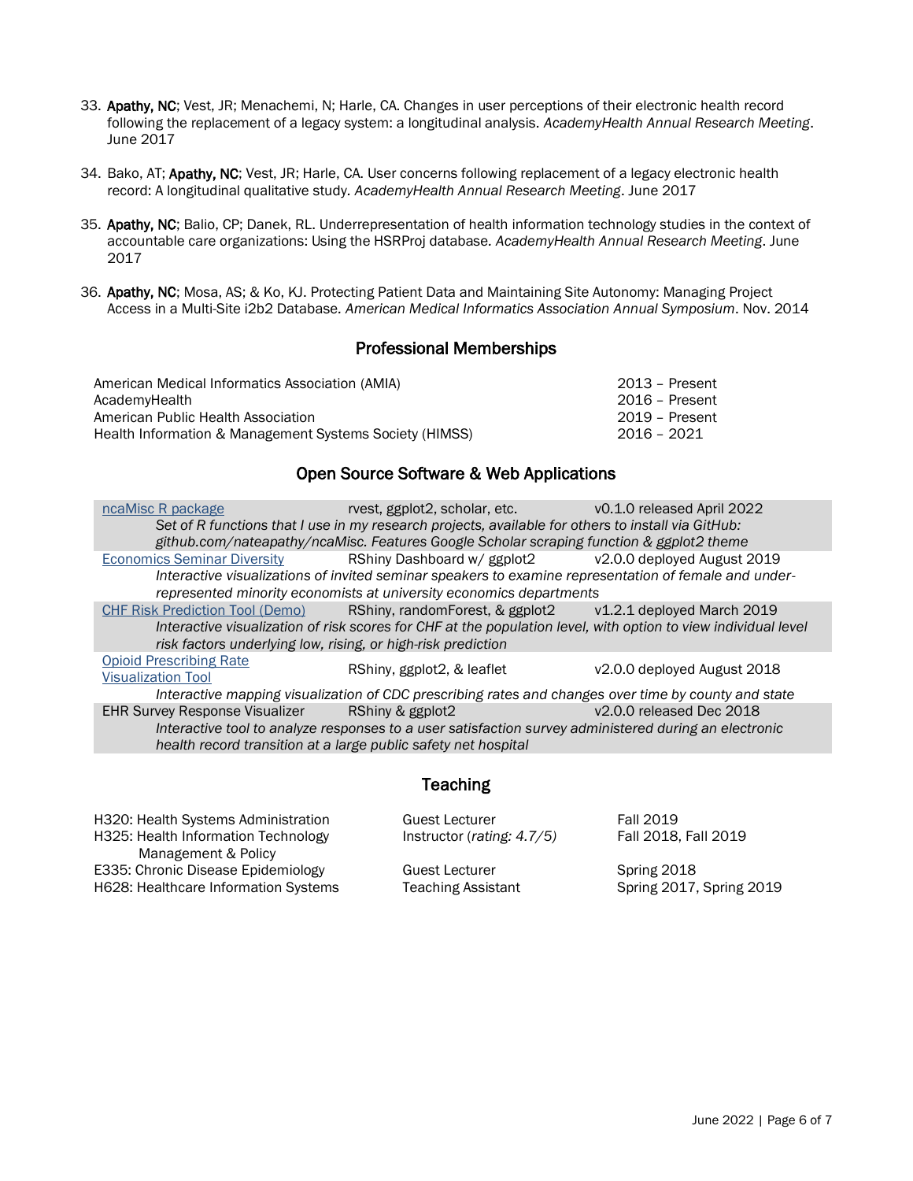33. **Apathy, NC**; Vest, JR; Menachemi, N; Harle, CA. Changes in user perceptions of their electronic health record following the replacement of a legacy system: a longitudinal analysis. *AcademyHealth Annual Research Meeting*. June 2017

34. Bako, AT; **Apathy, NC**; Vest, JR; Harle, CA. User concerns following replacement of a legacy electronic health record: A longitudinal qualitative study. *AcademyHealth Annual Research Meeting*. June 2017

35. **Apathy, NC**; Balio, CP; Danek, RL. Underrepresentation of health information technology studies in the context of accountable care organizations: Using the HSRProj database. *AcademyHealth Annual Research Meeting*. June 2017

36. **Apathy, NC**; Mosa, AS; & Ko, KJ. Protecting Patient Data and Maintaining Site Autonomy: Managing Project Access in a Multi-Site i2b2 Database. *American Medical Informatics Association Annual Symposium*. Nov. 2014

## Professional Memberships

| | |
|---|---|
| American Medical Informatics Association (AMIA) | 2013 – Present |
| AcademyHealth | 2016 – Present |
| American Public Health Association | 2019 – Present |
| Health Information & Management Systems Society (HIMSS) | 2016 – 2021 |

## Open Source Software & Web Applications

| Application | Tools | Version |
|---|---|---|
| ncaMisc R package | rvest, ggplot2, scholar, etc. | v0.1.0 released April 2022 |
| *Set of R functions that I use in my research projects, available for others to install via GitHub: github.com/nateapathy/ncaMisc. Features Google Scholar scraping function & ggplot2 theme* | | |
| Economics Seminar Diversity | RShiny Dashboard w/ ggplot2 | v2.0.0 deployed August 2019 |
| *Interactive visualizations of invited seminar speakers to examine representation of female and under-represented minority economists at university economics departments* | | |
| CHF Risk Prediction Tool (Demo) | RShiny, randomForest, & ggplot2 | v1.2.1 deployed March 2019 |
| *Interactive visualization of risk scores for CHF at the population level, with option to view individual level risk factors underlying low, rising, or high-risk prediction* | | |
| Opioid Prescribing Rate Visualization Tool | RShiny, ggplot2, & leaflet | v2.0.0 deployed August 2018 |
| *Interactive mapping visualization of CDC prescribing rates and changes over time by county and state* | | |
| EHR Survey Response Visualizer | RShiny & ggplot2 | v2.0.0 released Dec 2018 |
| *Interactive tool to analyze responses to a user satisfaction survey administered during an electronic health record transition at a large public safety net hospital* | | |

## Teaching

| | | |
|---|---|---|
| H320: Health Systems Administration | Guest Lecturer | Fall 2019 |
| H325: Health Information Technology Management & Policy | Instructor (*rating: 4.7/5*) | Fall 2018, Fall 2019 |
| E335: Chronic Disease Epidemiology | Guest Lecturer | Spring 2018 |
| H628: Healthcare Information Systems | Teaching Assistant | Spring 2017, Spring 2019 |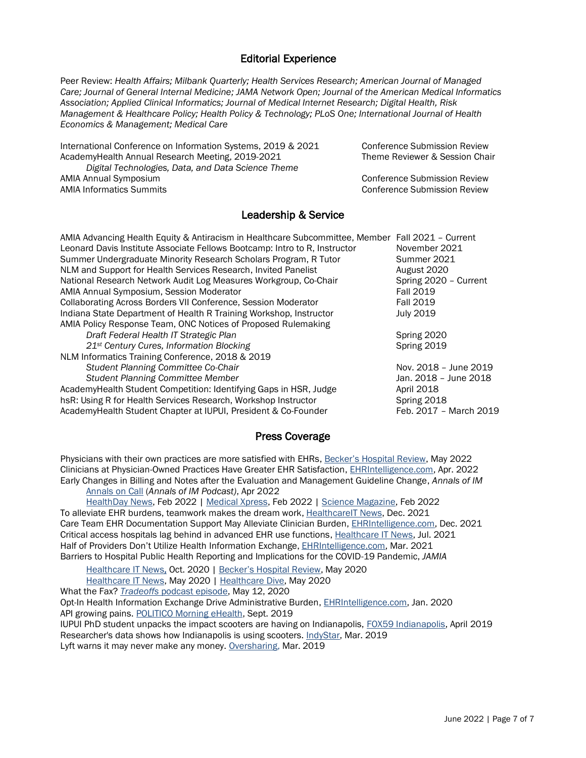## Editorial Experience

Peer Review: *Health Affairs; Milbank Quarterly; Health Services Research; American Journal of Managed Care; Journal of General Internal Medicine; JAMA Network Open; Journal of the American Medical Informatics Association; Applied Clinical Informatics; Journal of Medical Internet Research; Digital Health, Risk Management & Healthcare Policy; Health Policy & Technology; PLoS One; International Journal of Health Economics & Management; Medical Care*

| | |
|---|---|
| International Conference on Information Systems, 2019 & 2021 | Conference Submission Review |
| AcademyHealth Annual Research Meeting, 2019-2021 | Theme Reviewer & Session Chair |
| *Digital Technologies, Data, and Data Science Theme* | |
| AMIA Annual Symposium | Conference Submission Review |
| AMIA Informatics Summits | Conference Submission Review |

## Leadership & Service

| | |
|---|---|
| AMIA Advancing Health Equity & Antiracism in Healthcare Subcommittee, Member | Fall 2021 – Current |
| Leonard Davis Institute Associate Fellows Bootcamp: Intro to R, Instructor | November 2021 |
| Summer Undergraduate Minority Research Scholars Program, R Tutor | Summer 2021 |
| NLM and Support for Health Services Research, Invited Panelist | August 2020 |
| National Research Network Audit Log Measures Workgroup, Co-Chair | Spring 2020 – Current |
| AMIA Annual Symposium, Session Moderator | Fall 2019 |
| Collaborating Across Borders VII Conference, Session Moderator | Fall 2019 |
| Indiana State Department of Health R Training Workshop, Instructor | July 2019 |
| AMIA Policy Response Team, ONC Notices of Proposed Rulemaking | |
| *Draft Federal Health IT Strategic Plan* | Spring 2020 |
| *21st Century Cures, Information Blocking* | Spring 2019 |
| NLM Informatics Training Conference, 2018 & 2019 | |
| *Student Planning Committee Co-Chair* | Nov. 2018 – June 2019 |
| *Student Planning Committee Member* | Jan. 2018 – June 2018 |
| AcademyHealth Student Competition: Identifying Gaps in HSR, Judge | April 2018 |
| hsR: Using R for Health Services Research, Workshop Instructor | Spring 2018 |
| AcademyHealth Student Chapter at IUPUI, President & Co-Founder | Feb. 2017 – March 2019 |

## Press Coverage

Physicians with their own practices are more satisfied with EHRs, Becker's Hospital Review, May 2022
Clinicians at Physician-Owned Practices Have Greater EHR Satisfaction, EHRIntelligence.com, Apr. 2022
Early Changes in Billing and Notes after the Evaluation and Management Guideline Change, *Annals of IM*
  Annals on Call (*Annals of IM Podcast)*, Apr 2022
  HealthDay News, Feb 2022 | Medical Xpress, Feb 2022 | Science Magazine, Feb 2022
To alleviate EHR burdens, teamwork makes the dream work, HealthcareIT News, Dec. 2021
Care Team EHR Documentation Support May Alleviate Clinician Burden, EHRIntelligence.com, Dec. 2021
Critical access hospitals lag behind in advanced EHR use functions, Healthcare IT News, Jul. 2021
Half of Providers Don't Utilize Health Information Exchange, EHRIntelligence.com, Mar. 2021
Barriers to Hospital Public Health Reporting and Implications for the COVID-19 Pandemic, *JAMIA*
  Healthcare IT News, Oct. 2020 | Becker's Hospital Review, May 2020
  Healthcare IT News, May 2020 | Healthcare Dive, May 2020
What the Fax? *Tradeoffs* podcast episode, May 12, 2020
Opt-In Health Information Exchange Drive Administrative Burden, EHRIntelligence.com, Jan. 2020
API growing pains. POLITICO Morning eHealth, Sept. 2019
IUPUI PhD student unpacks the impact scooters are having on Indianapolis, FOX59 Indianapolis, April 2019
Researcher's data shows how Indianapolis is using scooters. IndyStar, Mar. 2019
Lyft warns it may never make any money. Oversharing, Mar. 2019